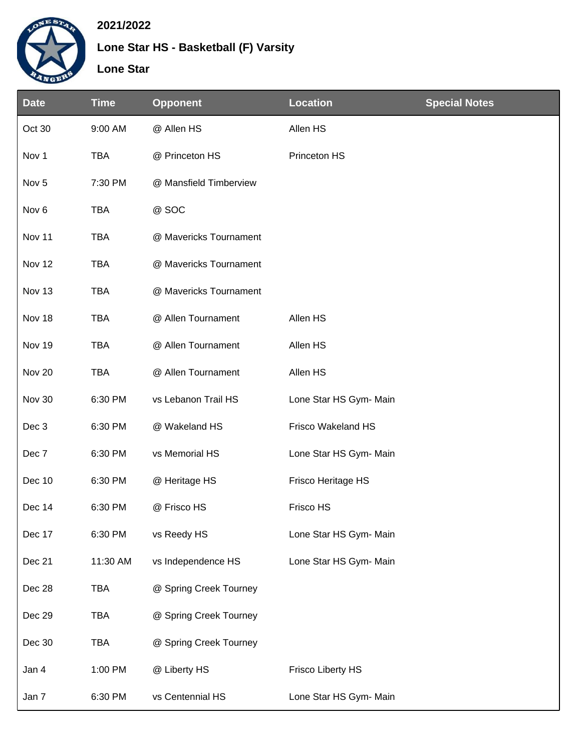**2021/2022**

**Lone Star HS - Basketball (F) Varsity**

**Lone Star**

| Date | Time | Opponent | Location | Special Notes |
|---|---|---|---|---|
| Oct 30 | 9:00 AM | @ Allen HS | Allen HS | |
| Nov 1 | TBA | @ Princeton HS | Princeton HS | |
| Nov 5 | 7:30 PM | @ Mansfield Timberview | | |
| Nov 6 | TBA | @ SOC | | |
| Nov 11 | TBA | @ Mavericks Tournament | | |
| Nov 12 | TBA | @ Mavericks Tournament | | |
| Nov 13 | TBA | @ Mavericks Tournament | | |
| Nov 18 | TBA | @ Allen Tournament | Allen HS | |
| Nov 19 | TBA | @ Allen Tournament | Allen HS | |
| Nov 20 | TBA | @ Allen Tournament | Allen HS | |
| Nov 30 | 6:30 PM | vs Lebanon Trail HS | Lone Star HS Gym- Main | |
| Dec 3 | 6:30 PM | @ Wakeland HS | Frisco Wakeland HS | |
| Dec 7 | 6:30 PM | vs Memorial HS | Lone Star HS Gym- Main | |
| Dec 10 | 6:30 PM | @ Heritage HS | Frisco Heritage HS | |
| Dec 14 | 6:30 PM | @ Frisco HS | Frisco HS | |
| Dec 17 | 6:30 PM | vs Reedy HS | Lone Star HS Gym- Main | |
| Dec 21 | 11:30 AM | vs Independence HS | Lone Star HS Gym- Main | |
| Dec 28 | TBA | @ Spring Creek Tourney | | |
| Dec 29 | TBA | @ Spring Creek Tourney | | |
| Dec 30 | TBA | @ Spring Creek Tourney | | |
| Jan 4 | 1:00 PM | @ Liberty HS | Frisco Liberty HS | |
| Jan 7 | 6:30 PM | vs Centennial HS | Lone Star HS Gym- Main | |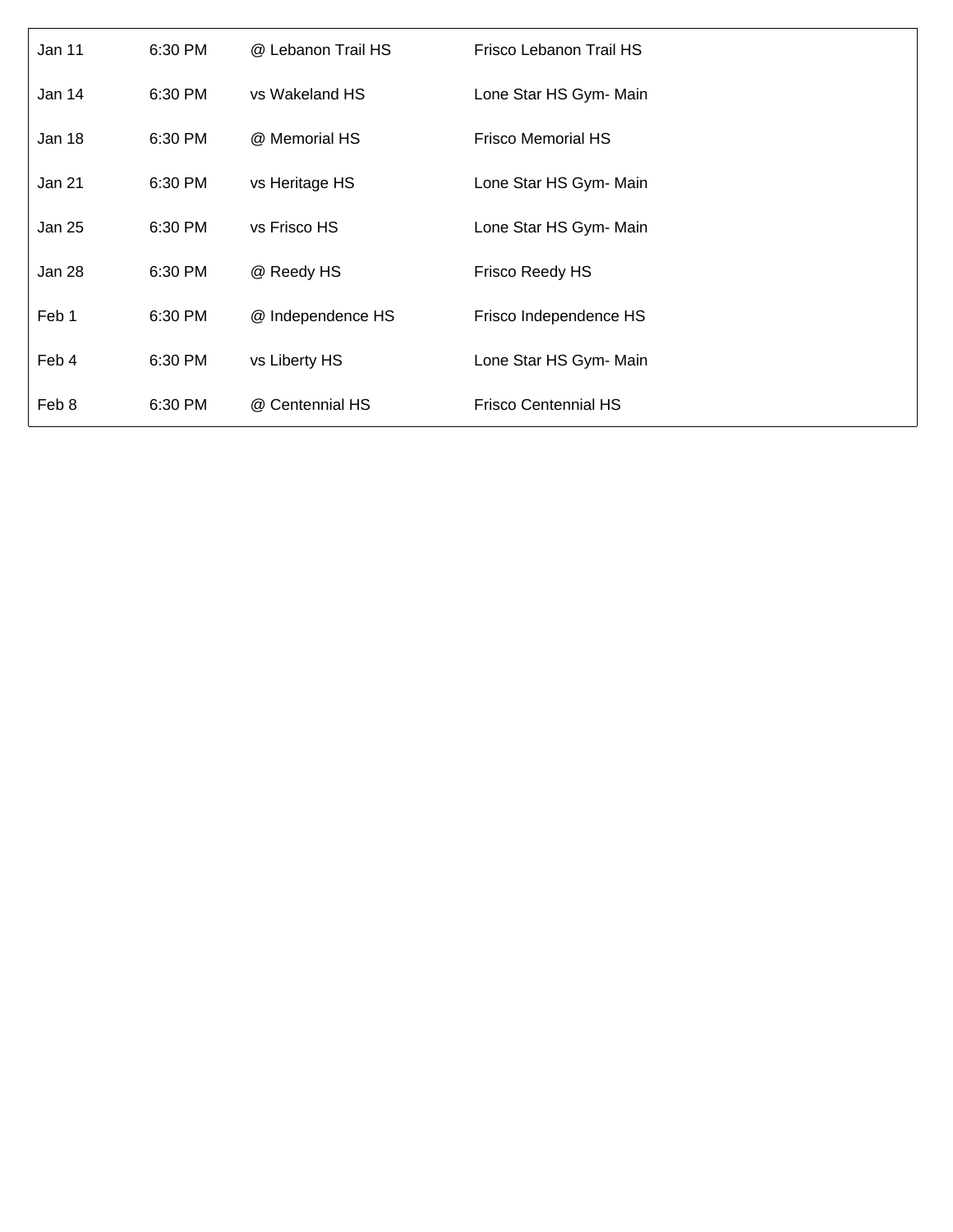| | | | |
|---|---|---|---|
| Jan 11 | 6:30 PM | @ Lebanon Trail HS | Frisco Lebanon Trail HS |
| Jan 14 | 6:30 PM | vs Wakeland HS | Lone Star HS Gym- Main |
| Jan 18 | 6:30 PM | @ Memorial HS | Frisco Memorial HS |
| Jan 21 | 6:30 PM | vs Heritage HS | Lone Star HS Gym- Main |
| Jan 25 | 6:30 PM | vs Frisco HS | Lone Star HS Gym- Main |
| Jan 28 | 6:30 PM | @ Reedy HS | Frisco Reedy HS |
| Feb 1 | 6:30 PM | @ Independence HS | Frisco Independence HS |
| Feb 4 | 6:30 PM | vs Liberty HS | Lone Star HS Gym- Main |
| Feb 8 | 6:30 PM | @ Centennial HS | Frisco Centennial HS |